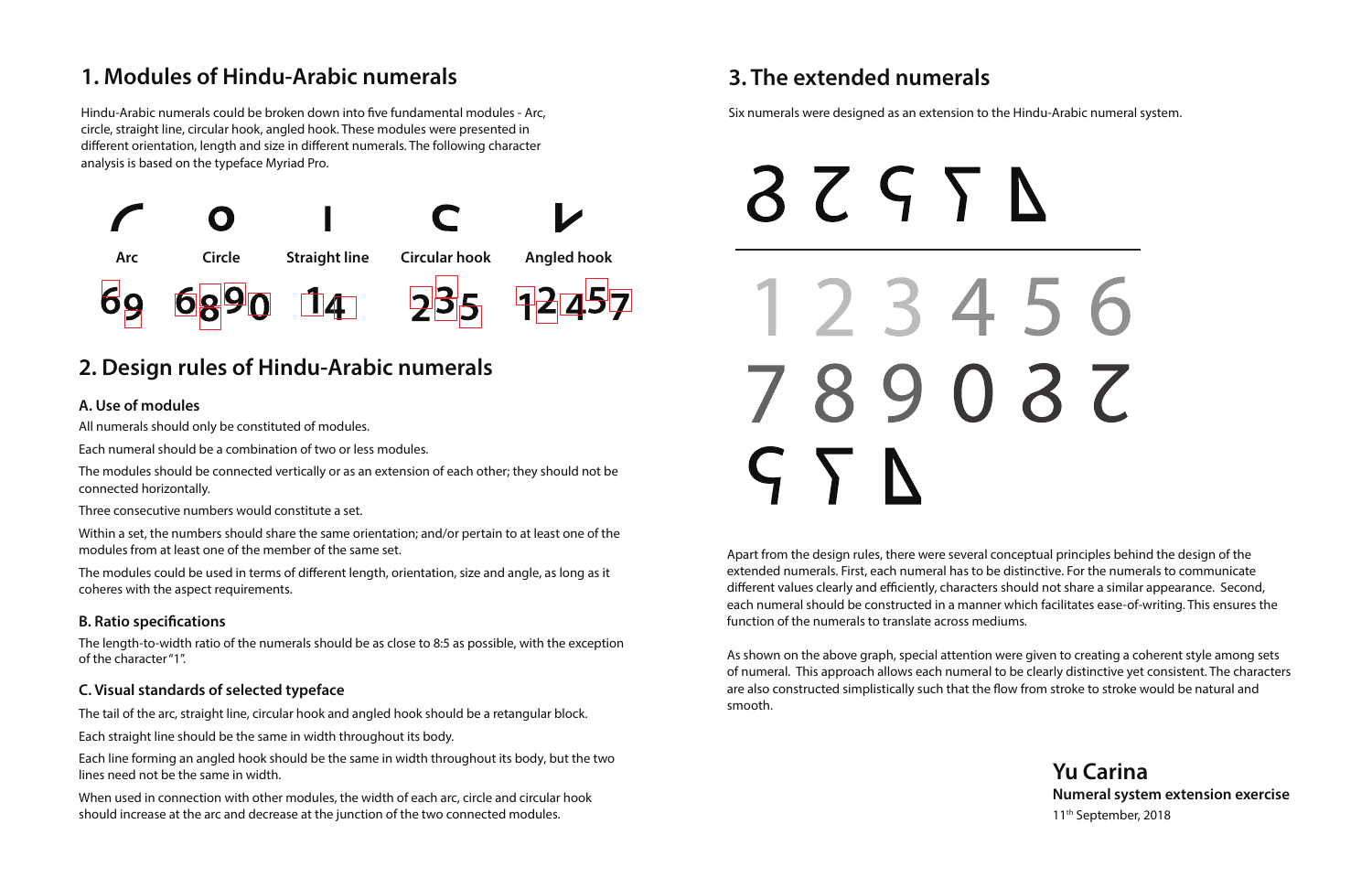## 1. Modules of Hindu-Arabic numerals

Hindu-Arabic numerals could be broken down into five fundamental modules - Arc, circle, straight line, circular hook, angled hook. These modules were presented in different orientation, length and size in different numerals. The following character analysis is based on the typeface Myriad Pro.

| Arc | Circle | Straight line | Circular hook | Angled hook |
|---|---|---|---|---|
| 69 | 6890 | 14 | 235 | 12457 |

## 2. Design rules of Hindu-Arabic numerals

### A. Use of modules

All numerals should only be constituted of modules.

Each numeral should be a combination of two or less modules.

The modules should be connected vertically or as an extension of each other; they should not be connected horizontally.

Three consecutive numbers would constitute a set.

Within a set, the numbers should share the same orientation; and/or pertain to at least one of the modules from at least one of the member of the same set.

The modules could be used in terms of different length, orientation, size and angle, as long as it coheres with the aspect requirements.

### B. Ratio specifications

The length-to-width ratio of the numerals should be as close to 8:5 as possible, with the exception of the character "1".

### C. Visual standards of selected typeface

The tail of the arc, straight line, circular hook and angled hook should be a retangular block.

Each straight line should be the same in width throughout its body.

Each line forming an angled hook should be the same in width throughout its body, but the two lines need not be the same in width.

When used in connection with other modules, the width of each arc, circle and circular hook should increase at the arc and decrease at the junction of the two connected modules.

## 3. The extended numerals

Six numerals were designed as an extension to the Hindu-Arabic numeral system.

Apart from the design rules, there were several conceptual principles behind the design of the extended numerals. First, each numeral has to be distinctive. For the numerals to communicate different values clearly and efficiently, characters should not share a similar appearance. Second, each numeral should be constructed in a manner which facilitates ease-of-writing. This ensures the function of the numerals to translate across mediums.

As shown on the above graph, special attention were given to creating a coherent style among sets of numeral. This approach allows each numeral to be clearly distinctive yet consistent. The characters are also constructed simplistically such that the flow from stroke to stroke would be natural and smooth.

**Yu Carina**
**Numeral system extension exercise**
11th September, 2018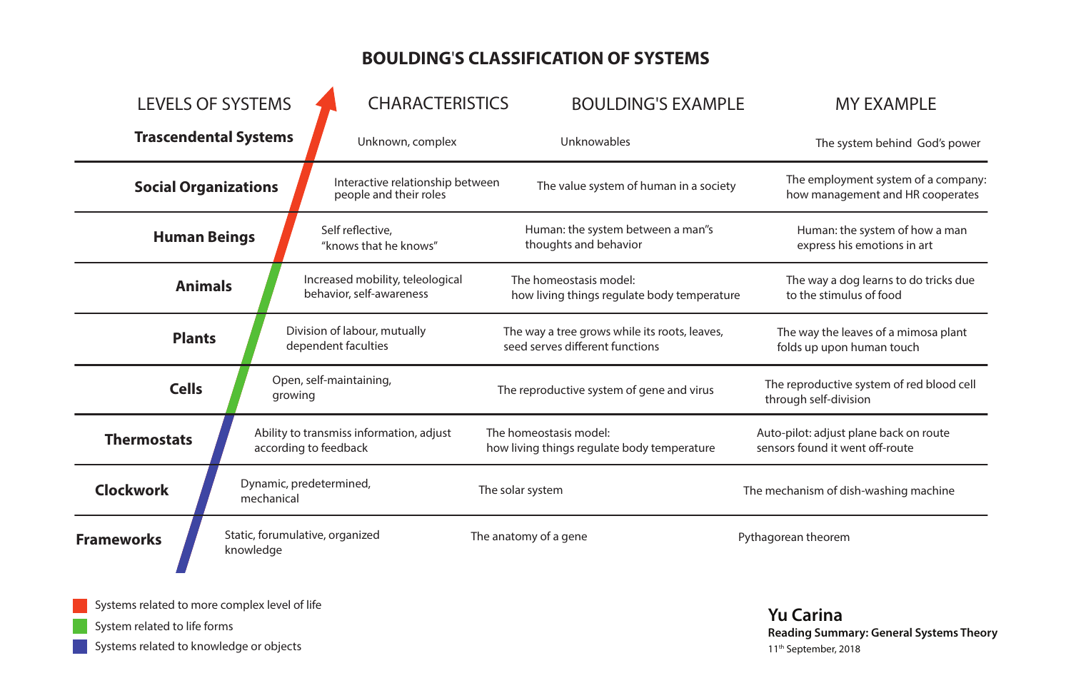# BOULDING'S CLASSIFICATION OF SYSTEMS

| LEVELS OF SYSTEMS | CHARACTERISTICS | BOULDING'S EXAMPLE | MY EXAMPLE |
| --- | --- | --- | --- |
| **Trascendental Systems** | Unknown, complex | Unknowables | The system behind God's power |
| **Social Organizations** | Interactive relationship between people and their roles | The value system of human in a society | The employment system of a company: how management and HR cooperates |
| **Human Beings** | Self reflective, "knows that he knows" | Human: the system between a man"s thoughts and behavior | Human: the system of how a man express his emotions in art |
| **Animals** | Increased mobility, teleological behavior, self-awareness | The homeostasis model: how living things regulate body temperature | The way a dog learns to do tricks due to the stimulus of food |
| **Plants** | Division of labour, mutually dependent faculties | The way a tree grows while its roots, leaves, seed serves different functions | The way the leaves of a mimosa plant folds up upon human touch |
| **Cells** | Open, self-maintaining, growing | The reproductive system of gene and virus | The reproductive system of red blood cell through self-division |
| **Thermostats** | Ability to transmiss information, adjust according to feedback | The homeostasis model: how living things regulate body temperature | Auto-pilot: adjust plane back on route sensors found it went off-route |
| **Clockwork** | Dynamic, predetermined, mechanical | The solar system | The mechanism of dish-washing machine |
| **Frameworks** | Static, forumulative, organized knowledge | The anatomy of a gene | Pythagorean theorem |

- Systems related to more complex level of life
- System related to life forms
- Systems related to knowledge or objects

**Yu Carina**

**Reading Summary: General Systems Theory**

11th September, 2018